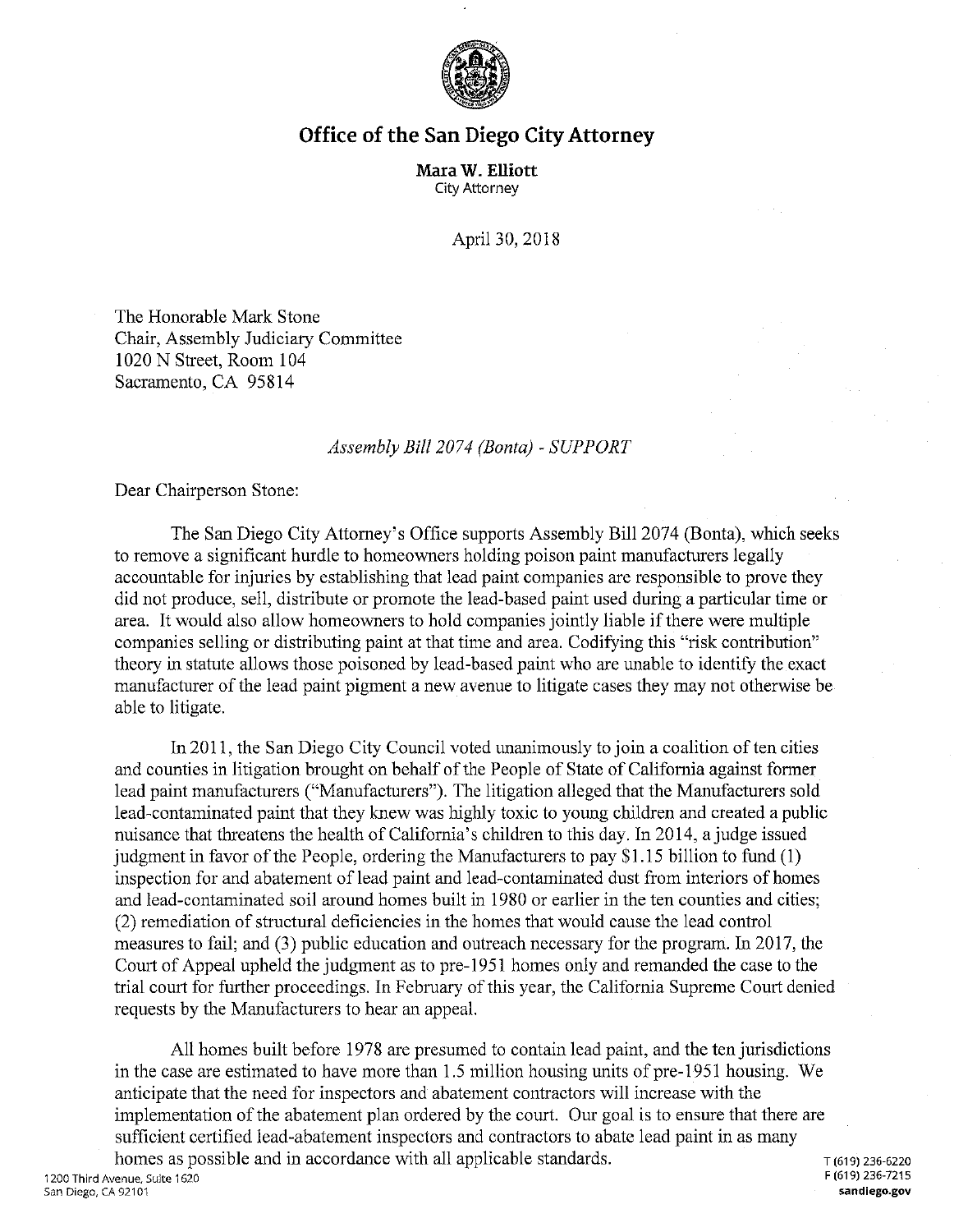# Office of the San Diego City Attorney

**Mara W. Elliott**
City Attorney

April 30, 2018

The Honorable Mark Stone
Chair, Assembly Judiciary Committee
1020 N Street, Room 104
Sacramento, CA 95814

*Assembly Bill 2074 (Bonta) - SUPPORT*

Dear Chairperson Stone:

The San Diego City Attorney's Office supports Assembly Bill 2074 (Bonta), which seeks to remove a significant hurdle to homeowners holding poison paint manufacturers legally accountable for injuries by establishing that lead paint companies are responsible to prove they did not produce, sell, distribute or promote the lead-based paint used during a particular time or area. It would also allow homeowners to hold companies jointly liable if there were multiple companies selling or distributing paint at that time and area. Codifying this "risk contribution" theory in statute allows those poisoned by lead-based paint who are unable to identify the exact manufacturer of the lead paint pigment a new avenue to litigate cases they may not otherwise be able to litigate.

In 2011, the San Diego City Council voted unanimously to join a coalition of ten cities and counties in litigation brought on behalf of the People of State of California against former lead paint manufacturers ("Manufacturers"). The litigation alleged that the Manufacturers sold lead-contaminated paint that they knew was highly toxic to young children and created a public nuisance that threatens the health of California's children to this day. In 2014, a judge issued judgment in favor of the People, ordering the Manufacturers to pay $1.15 billion to fund (1) inspection for and abatement of lead paint and lead-contaminated dust from interiors of homes and lead-contaminated soil around homes built in 1980 or earlier in the ten counties and cities; (2) remediation of structural deficiencies in the homes that would cause the lead control measures to fail; and (3) public education and outreach necessary for the program. In 2017, the Court of Appeal upheld the judgment as to pre-1951 homes only and remanded the case to the trial court for further proceedings. In February of this year, the California Supreme Court denied requests by the Manufacturers to hear an appeal.

All homes built before 1978 are presumed to contain lead paint, and the ten jurisdictions in the case are estimated to have more than 1.5 million housing units of pre-1951 housing. We anticipate that the need for inspectors and abatement contractors will increase with the implementation of the abatement plan ordered by the court. Our goal is to ensure that there are sufficient certified lead-abatement inspectors and contractors to abate lead paint in as many homes as possible and in accordance with all applicable standards.

1200 Third Avenue, Suite 1620
San Diego, CA 92101

T (619) 236-6220
F (619) 236-7215
sandiego.gov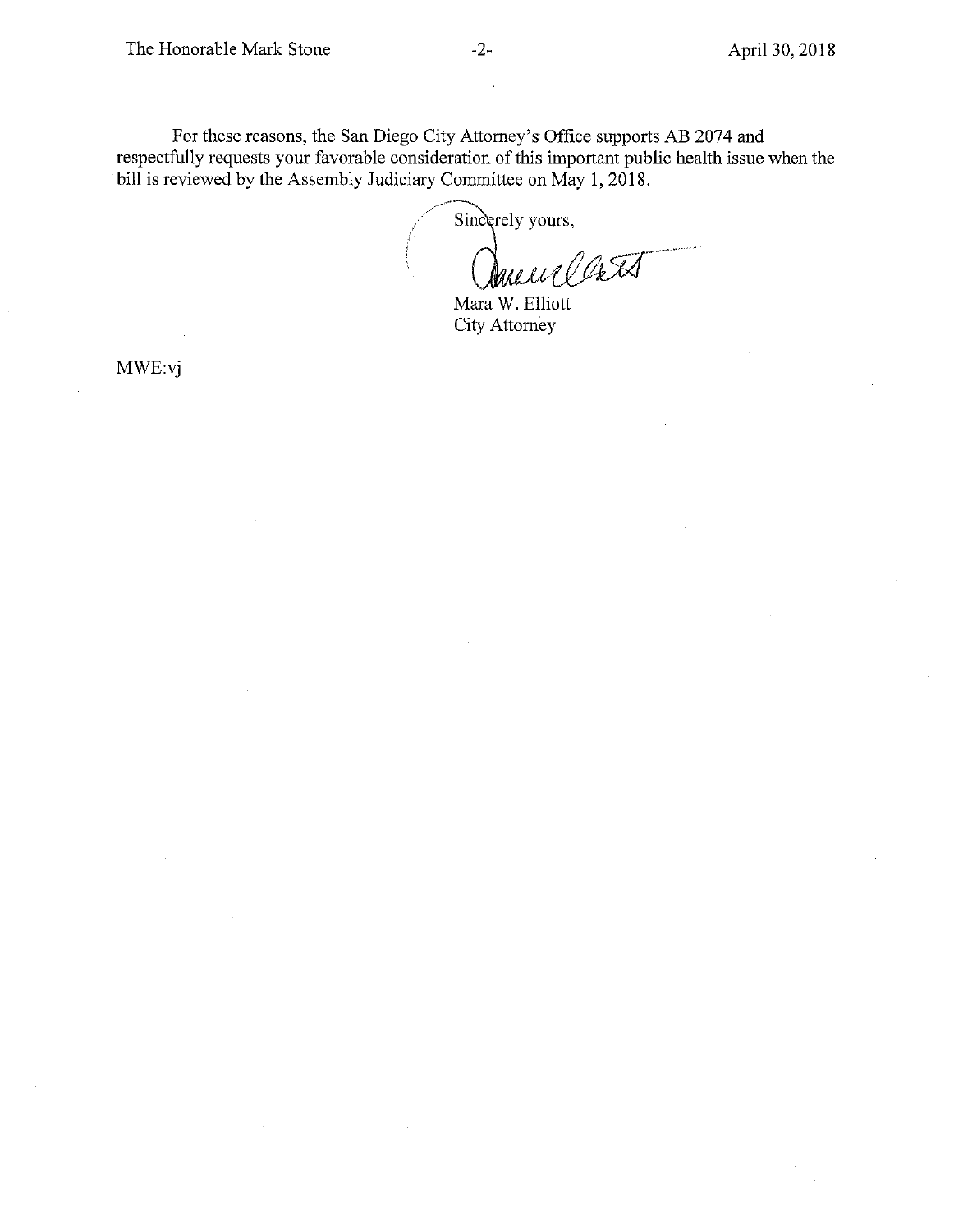For these reasons, the San Diego City Attorney's Office supports AB 2074 and respectfully requests your favorable consideration of this important public health issue when the bill is reviewed by the Assembly Judiciary Committee on May 1, 2018.

Sincerely yours,

Mara W. Elliott
City Attorney

MWE:vj